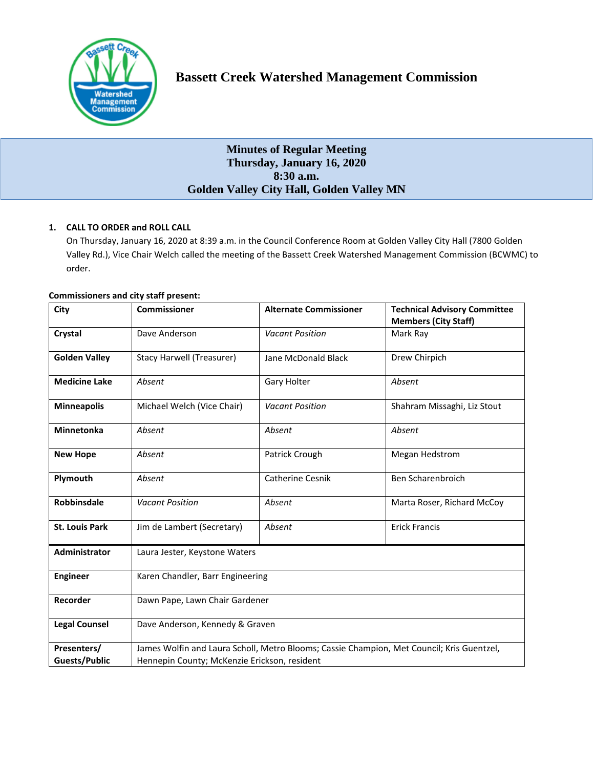# Bassett Creek Watershed Management Commission

## Minutes of Regular Meeting
## Thursday, January 16, 2020
## 8:30 a.m.
## Golden Valley City Hall, Golden Valley MN

**1. CALL TO ORDER and ROLL CALL**

On Thursday, January 16, 2020 at 8:39 a.m. in the Council Conference Room at Golden Valley City Hall (7800 Golden Valley Rd.), Vice Chair Welch called the meeting of the Bassett Creek Watershed Management Commission (BCWMC) to order.

**Commissioners and city staff present:**

| City | Commissioner | Alternate Commissioner | Technical Advisory Committee Members (City Staff) |
|---|---|---|---|
| **Crystal** | Dave Anderson | *Vacant Position* | Mark Ray |
| **Golden Valley** | Stacy Harwell (Treasurer) | Jane McDonald Black | Drew Chirpich |
| **Medicine Lake** | *Absent* | Gary Holter | *Absent* |
| **Minneapolis** | Michael Welch (Vice Chair) | *Vacant Position* | Shahram Missaghi, Liz Stout |
| **Minnetonka** | *Absent* | *Absent* | *Absent* |
| **New Hope** | *Absent* | Patrick Crough | Megan Hedstrom |
| **Plymouth** | *Absent* | Catherine Cesnik | Ben Scharenbroich |
| **Robbinsdale** | *Vacant Position* | *Absent* | Marta Roser, Richard McCoy |
| **St. Louis Park** | Jim de Lambert (Secretary) | *Absent* | Erick Francis |
| **Administrator** | Laura Jester, Keystone Waters | | |
| **Engineer** | Karen Chandler, Barr Engineering | | |
| **Recorder** | Dawn Pape, Lawn Chair Gardener | | |
| **Legal Counsel** | Dave Anderson, Kennedy & Graven | | |
| **Presenters/ Guests/Public** | James Wolfin and Laura Scholl, Metro Blooms; Cassie Champion, Met Council; Kris Guentzel, Hennepin County; McKenzie Erickson, resident | | |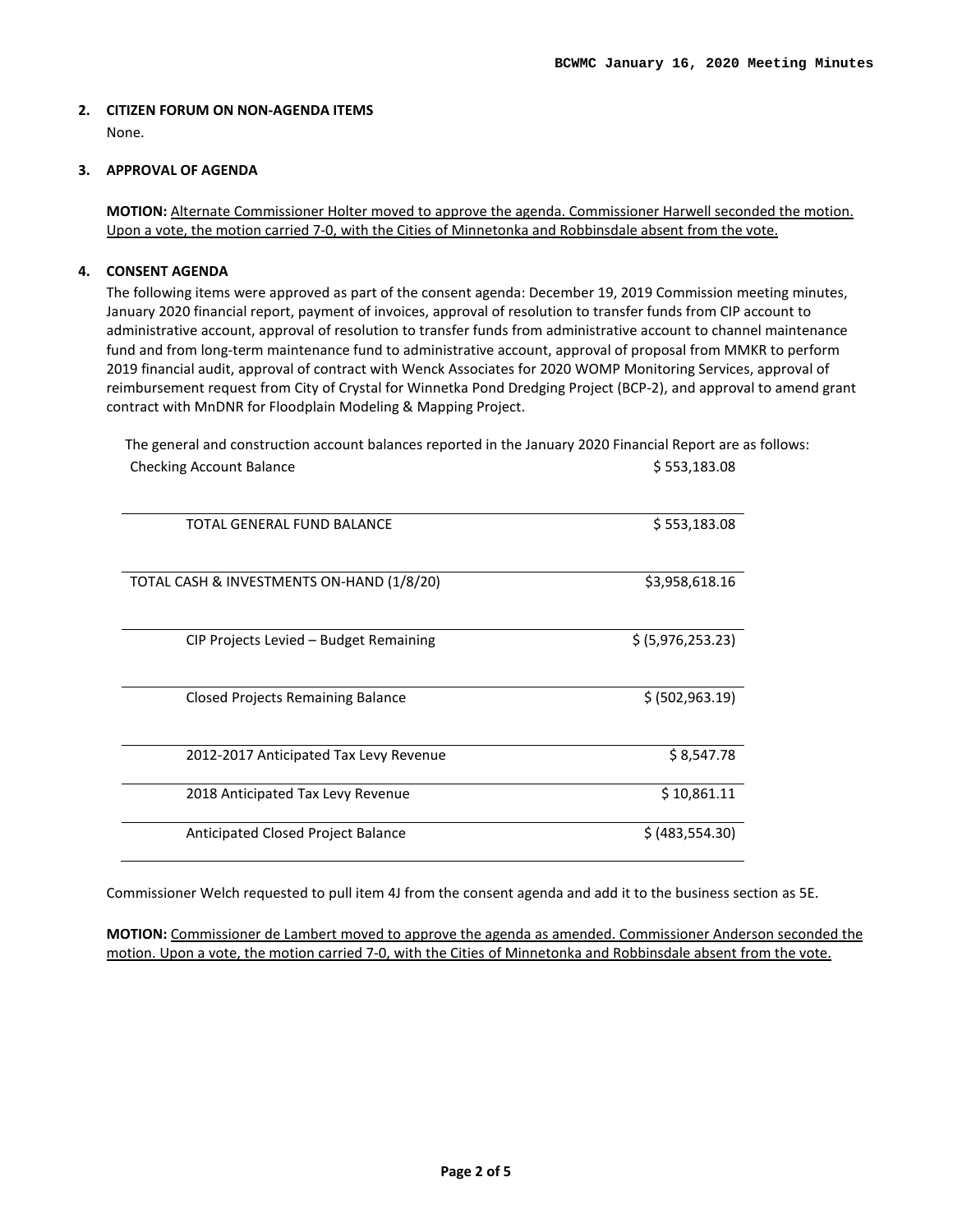**2. CITIZEN FORUM ON NON-AGENDA ITEMS**

None.

**3. APPROVAL OF AGENDA**

**MOTION:** Alternate Commissioner Holter moved to approve the agenda. Commissioner Harwell seconded the motion. Upon a vote, the motion carried 7-0, with the Cities of Minnetonka and Robbinsdale absent from the vote.

**4. CONSENT AGENDA**

The following items were approved as part of the consent agenda: December 19, 2019 Commission meeting minutes, January 2020 financial report, payment of invoices, approval of resolution to transfer funds from CIP account to administrative account, approval of resolution to transfer funds from administrative account to channel maintenance fund and from long-term maintenance fund to administrative account, approval of proposal from MMKR to perform 2019 financial audit, approval of contract with Wenck Associates for 2020 WOMP Monitoring Services, approval of reimbursement request from City of Crystal for Winnetka Pond Dredging Project (BCP-2), and approval to amend grant contract with MnDNR for Floodplain Modeling & Mapping Project.

The general and construction account balances reported in the January 2020 Financial Report are as follows:

| | |
|---|---|
| Checking Account Balance | $ 553,183.08 |
| TOTAL GENERAL FUND BALANCE | $ 553,183.08 |
| TOTAL CASH & INVESTMENTS ON-HAND (1/8/20) | $3,958,618.16 |
| CIP Projects Levied – Budget Remaining | $ (5,976,253.23) |
| Closed Projects Remaining Balance | $ (502,963.19) |
| 2012-2017 Anticipated Tax Levy Revenue | $ 8,547.78 |
| 2018 Anticipated Tax Levy Revenue | $ 10,861.11 |
| Anticipated Closed Project Balance | $ (483,554.30) |

Commissioner Welch requested to pull item 4J from the consent agenda and add it to the business section as 5E.

**MOTION:** Commissioner de Lambert moved to approve the agenda as amended. Commissioner Anderson seconded the motion. Upon a vote, the motion carried 7-0, with the Cities of Minnetonka and Robbinsdale absent from the vote.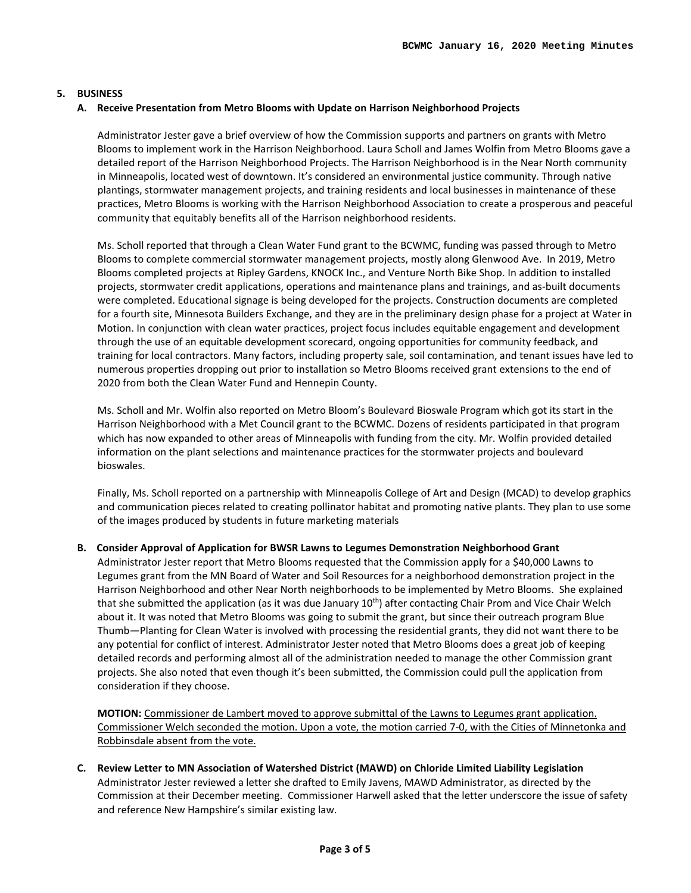### 5. BUSINESS

#### A. Receive Presentation from Metro Blooms with Update on Harrison Neighborhood Projects

Administrator Jester gave a brief overview of how the Commission supports and partners on grants with Metro Blooms to implement work in the Harrison Neighborhood. Laura Scholl and James Wolfin from Metro Blooms gave a detailed report of the Harrison Neighborhood Projects. The Harrison Neighborhood is in the Near North community in Minneapolis, located west of downtown. It's considered an environmental justice community. Through native plantings, stormwater management projects, and training residents and local businesses in maintenance of these practices, Metro Blooms is working with the Harrison Neighborhood Association to create a prosperous and peaceful community that equitably benefits all of the Harrison neighborhood residents.

Ms. Scholl reported that through a Clean Water Fund grant to the BCWMC, funding was passed through to Metro Blooms to complete commercial stormwater management projects, mostly along Glenwood Ave. In 2019, Metro Blooms completed projects at Ripley Gardens, KNOCK Inc., and Venture North Bike Shop. In addition to installed projects, stormwater credit applications, operations and maintenance plans and trainings, and as-built documents were completed. Educational signage is being developed for the projects. Construction documents are completed for a fourth site, Minnesota Builders Exchange, and they are in the preliminary design phase for a project at Water in Motion. In conjunction with clean water practices, project focus includes equitable engagement and development through the use of an equitable development scorecard, ongoing opportunities for community feedback, and training for local contractors. Many factors, including property sale, soil contamination, and tenant issues have led to numerous properties dropping out prior to installation so Metro Blooms received grant extensions to the end of 2020 from both the Clean Water Fund and Hennepin County.

Ms. Scholl and Mr. Wolfin also reported on Metro Bloom's Boulevard Bioswale Program which got its start in the Harrison Neighborhood with a Met Council grant to the BCWMC. Dozens of residents participated in that program which has now expanded to other areas of Minneapolis with funding from the city. Mr. Wolfin provided detailed information on the plant selections and maintenance practices for the stormwater projects and boulevard bioswales.

Finally, Ms. Scholl reported on a partnership with Minneapolis College of Art and Design (MCAD) to develop graphics and communication pieces related to creating pollinator habitat and promoting native plants. They plan to use some of the images produced by students in future marketing materials

#### B. Consider Approval of Application for BWSR Lawns to Legumes Demonstration Neighborhood Grant

Administrator Jester report that Metro Blooms requested that the Commission apply for a $40,000 Lawns to Legumes grant from the MN Board of Water and Soil Resources for a neighborhood demonstration project in the Harrison Neighborhood and other Near North neighborhoods to be implemented by Metro Blooms. She explained that she submitted the application (as it was due January 10th) after contacting Chair Prom and Vice Chair Welch about it. It was noted that Metro Blooms was going to submit the grant, but since their outreach program Blue Thumb—Planting for Clean Water is involved with processing the residential grants, they did not want there to be any potential for conflict of interest. Administrator Jester noted that Metro Blooms does a great job of keeping detailed records and performing almost all of the administration needed to manage the other Commission grant projects. She also noted that even though it's been submitted, the Commission could pull the application from consideration if they choose.

**MOTION:** <u>Commissioner de Lambert moved to approve submittal of the Lawns to Legumes grant application. Commissioner Welch seconded the motion. Upon a vote, the motion carried 7-0, with the Cities of Minnetonka and Robbinsdale absent from the vote.</u>

#### C. Review Letter to MN Association of Watershed District (MAWD) on Chloride Limited Liability Legislation

Administrator Jester reviewed a letter she drafted to Emily Javens, MAWD Administrator, as directed by the Commission at their December meeting. Commissioner Harwell asked that the letter underscore the issue of safety and reference New Hampshire's similar existing law.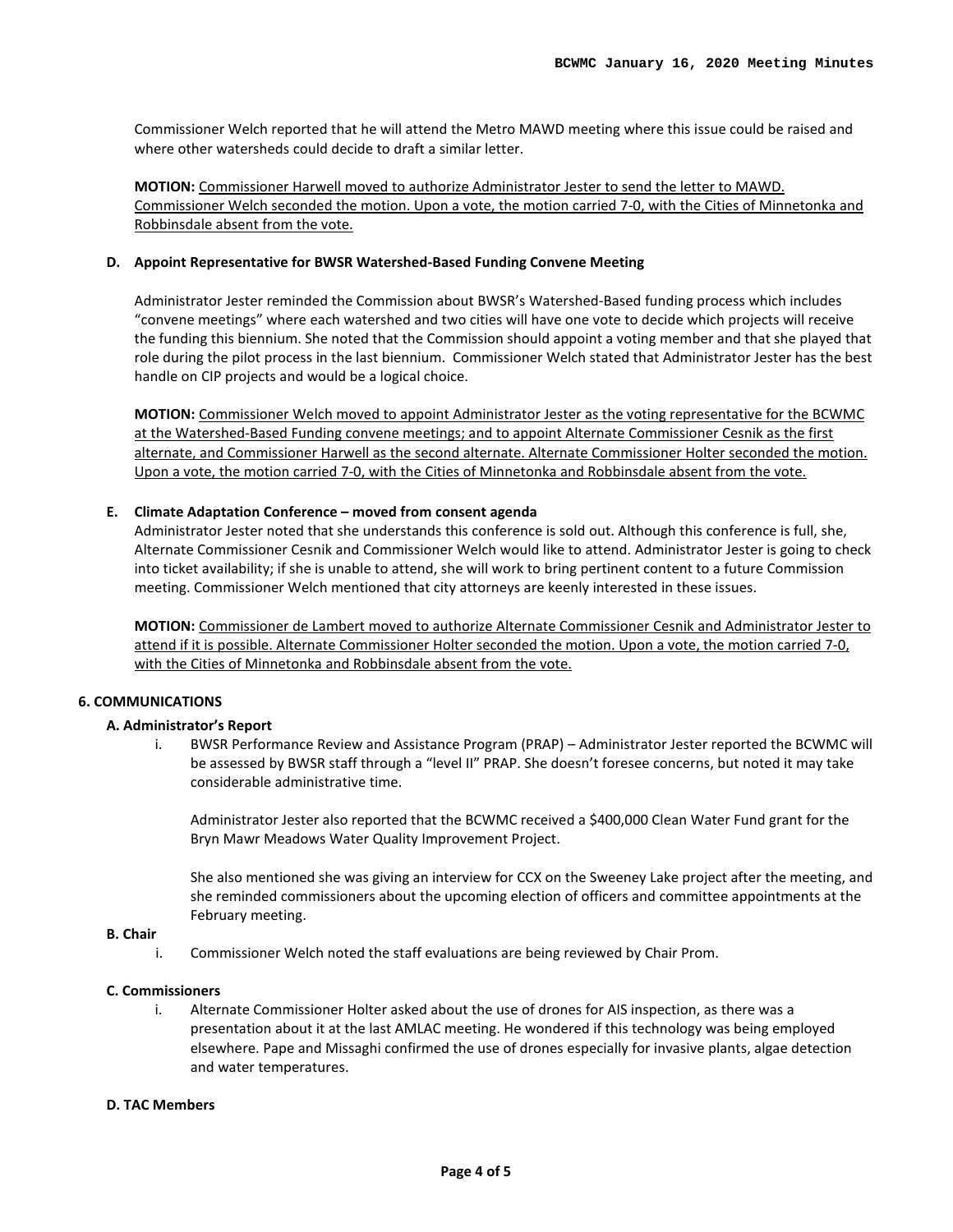Commissioner Welch reported that he will attend the Metro MAWD meeting where this issue could be raised and where other watersheds could decide to draft a similar letter.

**MOTION:** Commissioner Harwell moved to authorize Administrator Jester to send the letter to MAWD. Commissioner Welch seconded the motion. Upon a vote, the motion carried 7-0, with the Cities of Minnetonka and Robbinsdale absent from the vote.

**D. Appoint Representative for BWSR Watershed-Based Funding Convene Meeting**

Administrator Jester reminded the Commission about BWSR's Watershed-Based funding process which includes "convene meetings" where each watershed and two cities will have one vote to decide which projects will receive the funding this biennium. She noted that the Commission should appoint a voting member and that she played that role during the pilot process in the last biennium. Commissioner Welch stated that Administrator Jester has the best handle on CIP projects and would be a logical choice.

**MOTION:** Commissioner Welch moved to appoint Administrator Jester as the voting representative for the BCWMC at the Watershed-Based Funding convene meetings; and to appoint Alternate Commissioner Cesnik as the first alternate, and Commissioner Harwell as the second alternate. Alternate Commissioner Holter seconded the motion. Upon a vote, the motion carried 7-0, with the Cities of Minnetonka and Robbinsdale absent from the vote.

**E. Climate Adaptation Conference – moved from consent agenda**

Administrator Jester noted that she understands this conference is sold out. Although this conference is full, she, Alternate Commissioner Cesnik and Commissioner Welch would like to attend. Administrator Jester is going to check into ticket availability; if she is unable to attend, she will work to bring pertinent content to a future Commission meeting. Commissioner Welch mentioned that city attorneys are keenly interested in these issues.

**MOTION:** Commissioner de Lambert moved to authorize Alternate Commissioner Cesnik and Administrator Jester to attend if it is possible. Alternate Commissioner Holter seconded the motion. Upon a vote, the motion carried 7-0, with the Cities of Minnetonka and Robbinsdale absent from the vote.

## 6. COMMUNICATIONS

**A. Administrator's Report**

i. BWSR Performance Review and Assistance Program (PRAP) – Administrator Jester reported the BCWMC will be assessed by BWSR staff through a "level II" PRAP. She doesn't foresee concerns, but noted it may take considerable administrative time.

   Administrator Jester also reported that the BCWMC received a $400,000 Clean Water Fund grant for the Bryn Mawr Meadows Water Quality Improvement Project.

   She also mentioned she was giving an interview for CCX on the Sweeney Lake project after the meeting, and she reminded commissioners about the upcoming election of officers and committee appointments at the February meeting.

**B. Chair**

i. Commissioner Welch noted the staff evaluations are being reviewed by Chair Prom.

**C. Commissioners**

i. Alternate Commissioner Holter asked about the use of drones for AIS inspection, as there was a presentation about it at the last AMLAC meeting. He wondered if this technology was being employed elsewhere. Pape and Missaghi confirmed the use of drones especially for invasive plants, algae detection and water temperatures.

**D. TAC Members**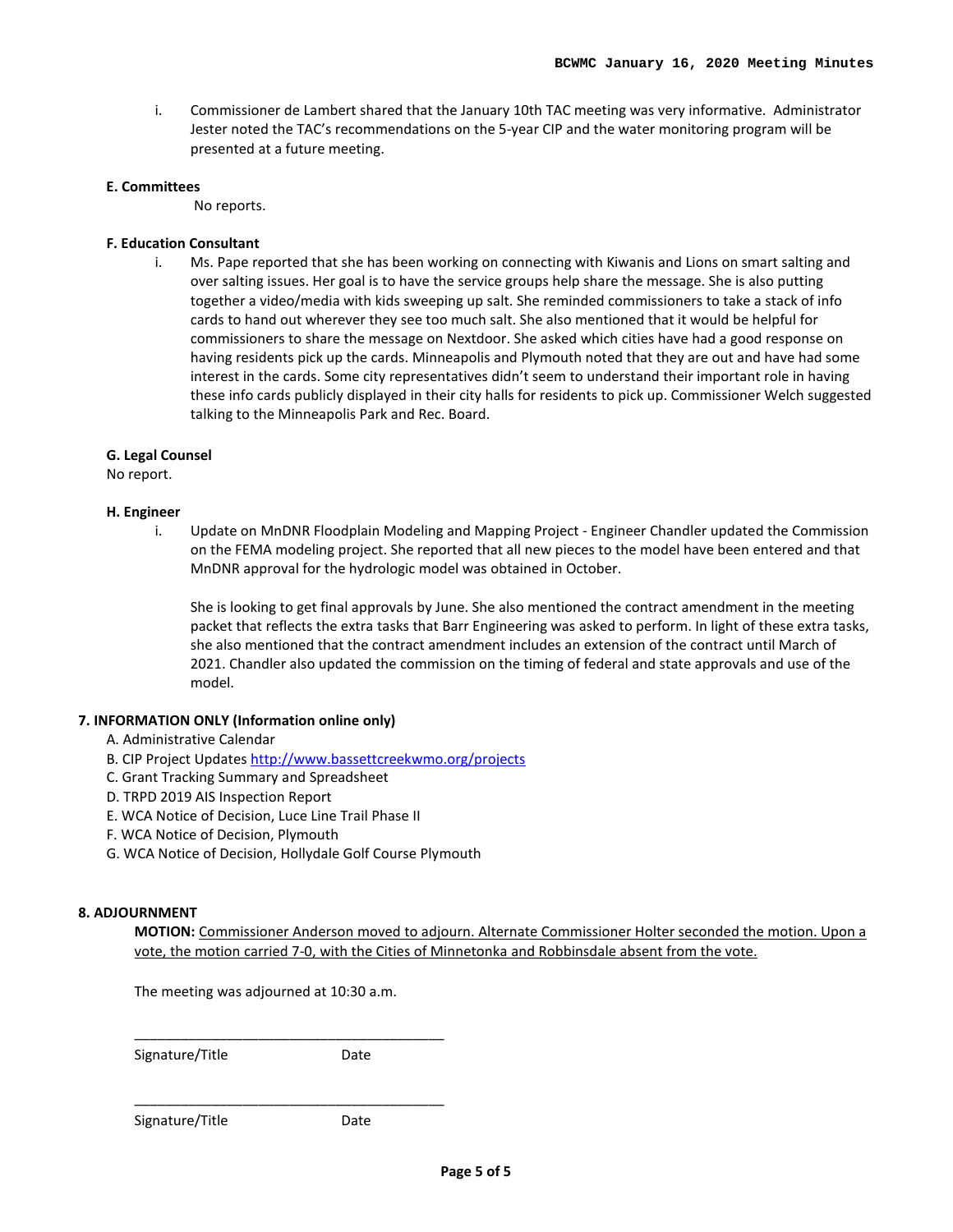i. Commissioner de Lambert shared that the January 10th TAC meeting was very informative. Administrator Jester noted the TAC's recommendations on the 5-year CIP and the water monitoring program will be presented at a future meeting.

**E. Committees**

No reports.

**F. Education Consultant**

i. Ms. Pape reported that she has been working on connecting with Kiwanis and Lions on smart salting and over salting issues. Her goal is to have the service groups help share the message. She is also putting together a video/media with kids sweeping up salt. She reminded commissioners to take a stack of info cards to hand out wherever they see too much salt. She also mentioned that it would be helpful for commissioners to share the message on Nextdoor. She asked which cities have had a good response on having residents pick up the cards. Minneapolis and Plymouth noted that they are out and have had some interest in the cards. Some city representatives didn't seem to understand their important role in having these info cards publicly displayed in their city halls for residents to pick up. Commissioner Welch suggested talking to the Minneapolis Park and Rec. Board.

**G. Legal Counsel**

No report.

**H. Engineer**

i. Update on MnDNR Floodplain Modeling and Mapping Project - Engineer Chandler updated the Commission on the FEMA modeling project. She reported that all new pieces to the model have been entered and that MnDNR approval for the hydrologic model was obtained in October.

   She is looking to get final approvals by June. She also mentioned the contract amendment in the meeting packet that reflects the extra tasks that Barr Engineering was asked to perform. In light of these extra tasks, she also mentioned that the contract amendment includes an extension of the contract until March of 2021. Chandler also updated the commission on the timing of federal and state approvals and use of the model.

**7. INFORMATION ONLY (Information online only)**

A. Administrative Calendar
B. CIP Project Updates http://www.bassettcreekwmo.org/projects
C. Grant Tracking Summary and Spreadsheet
D. TRPD 2019 AIS Inspection Report
E. WCA Notice of Decision, Luce Line Trail Phase II
F. WCA Notice of Decision, Plymouth
G. WCA Notice of Decision, Hollydale Golf Course Plymouth

**8. ADJOURNMENT**

**MOTION:** Commissioner Anderson moved to adjourn. Alternate Commissioner Holter seconded the motion. Upon a vote, the motion carried 7-0, with the Cities of Minnetonka and Robbinsdale absent from the vote.

The meeting was adjourned at 10:30 a.m.

\_\_\_\_\_\_\_\_\_\_\_\_\_\_\_\_\_\_\_\_\_\_\_\_\_\_\_\_\_\_\_\_\_\_\_\_\_\_\_\_

Signature/Title Date

\_\_\_\_\_\_\_\_\_\_\_\_\_\_\_\_\_\_\_\_\_\_\_\_\_\_\_\_\_\_\_\_\_\_\_\_\_\_\_\_

Signature/Title Date